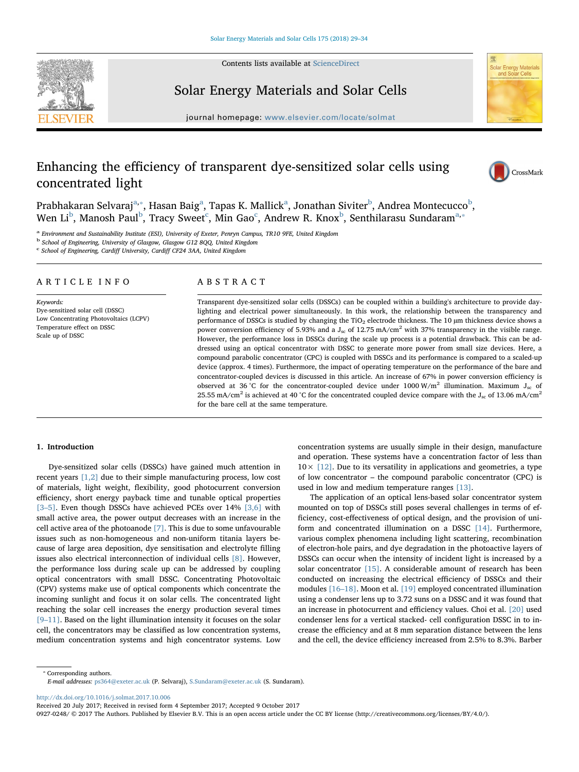# Enhancing the efficiency of transparent dye-sensitized solar cells using concentrated light

Prabhakaran Selvaraj[a,*], Hasan Baig[a], Tapas K. Mallick[a], Jonathan Siviter[b], Andrea Montecucco[b], Wen Li[b], Manosh Paul[b], Tracy Sweet[c], Min Gao[c], Andrew R. Knox[b], Senthilarasu Sundaram[a,*]

[a] Environment and Sustainability Institute (ESI), University of Exeter, Penryn Campus, TR10 9FE, United Kingdom
[b] School of Engineering, University of Glasgow, Glasgow G12 8QQ, United Kingdom
[c] School of Engineering, Cardiff University, Cardiff CF24 3AA, United Kingdom

## ARTICLE INFO

*Keywords:*
Dye-sensitized solar cell (DSSC)
Low Concentrating Photovoltaics (LCPV)
Temperature effect on DSSC
Scale up of DSSC

## ABSTRACT

Transparent dye-sensitized solar cells (DSSCs) can be coupled within a building's architecture to provide daylighting and electrical power simultaneously. In this work, the relationship between the transparency and performance of DSSCs is studied by changing the $TiO_2$ electrode thickness. The 10 µm thickness device shows a power conversion efficiency of 5.93% and a $J_{sc}$ of 12.75 mA/cm$^2$ with 37% transparency in the visible range. However, the performance loss in DSSCs during the scale up process is a potential drawback. This can be addressed using an optical concentrator with DSSC to generate more power from small size devices. Here, a compound parabolic concentrator (CPC) is coupled with DSSCs and its performance is compared to a scaled-up device (approx. 4 times). Furthermore, the impact of operating temperature on the performance of the bare and concentrator-coupled devices is discussed in this article. An increase of 67% in power conversion efficiency is observed at 36 °C for the concentrator-coupled device under 1000 W/m$^2$ illumination. Maximum $J_{sc}$ of 25.55 mA/cm$^2$ is achieved at 40 °C for the concentrated coupled device compare with the $J_{sc}$ of 13.06 mA/cm$^2$ for the bare cell at the same temperature.

## 1. Introduction

Dye-sensitized solar cells (DSSCs) have gained much attention in recent years [1,2] due to their simple manufacturing process, low cost of materials, light weight, flexibility, good photocurrent conversion efficiency, short energy payback time and tunable optical properties [3–5]. Even though DSSCs have achieved PCEs over 14% [3,6] with small active area, the power output decreases with an increase in the cell active area of the photoanode [7]. This is due to some unfavourable issues such as non-homogeneous and non-uniform titania layers because of large area deposition, dye sensitisation and electrolyte filling issues also electrical interconnection of individual cells [8]. However, the performance loss during scale up can be addressed by coupling optical concentrators with small DSSC. Concentrating Photovoltaic (CPV) systems make use of optical components which concentrate the incoming sunlight and focus it on solar cells. The concentrated light reaching the solar cell increases the energy production several times [9–11]. Based on the light illumination intensity it focuses on the solar cell, the concentrators may be classified as low concentration systems, medium concentration systems and high concentrator systems. Low concentration systems are usually simple in their design, manufacture and operation. These systems have a concentration factor of less than 10× [12]. Due to its versatility in applications and geometries, a type of low concentrator – the compound parabolic concentrator (CPC) is used in low and medium temperature ranges [13].

The application of an optical lens-based solar concentrator system mounted on top of DSSCs still poses several challenges in terms of efficiency, cost-effectiveness of optical design, and the provision of uniform and concentrated illumination on a DSSC [14]. Furthermore, various complex phenomena including light scattering, recombination of electron-hole pairs, and dye degradation in the photoactive layers of DSSCs can occur when the intensity of incident light is increased by a solar concentrator [15]. A considerable amount of research has been conducted on increasing the electrical efficiency of DSSCs and their modules [16–18]. Moon et al. [19] employed concentrated illumination using a condenser lens up to 3.72 suns on a DSSC and it was found that an increase in photocurrent and efficiency values. Choi et al. [20] used condenser lens for a vertical stacked- cell configuration DSSC in to increase the efficiency and at 8 mm separation distance between the lens and the cell, the device efficiency increased from 2.5% to 8.3%. Barber

* Corresponding authors.
*E-mail addresses:* ps364@exeter.ac.uk (P. Selvaraj), S.Sundaram@exeter.ac.uk (S. Sundaram).

http://dx.doi.org/10.1016/j.solmat.2017.10.006
Received 20 July 2017; Received in revised form 4 September 2017; Accepted 9 October 2017
0927-0248/ © 2017 The Authors. Published by Elsevier B.V. This is an open access article under the CC BY license (http://creativecommons.org/licenses/BY/4.0/).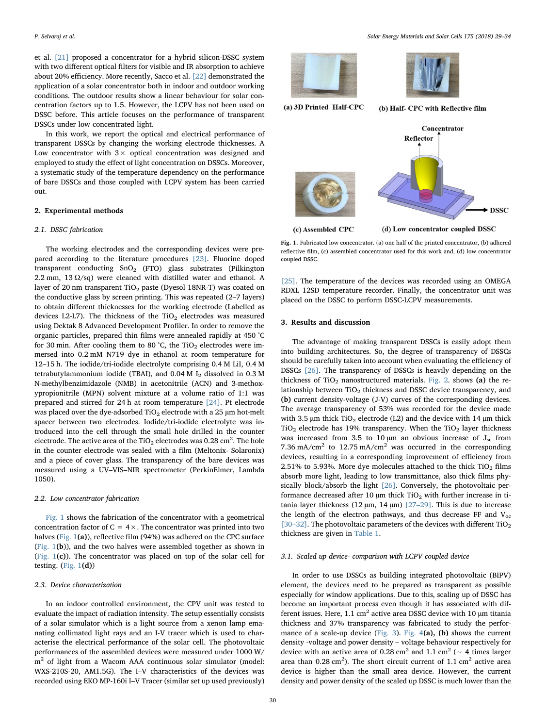et al. [21] proposed a concentrator for a hybrid silicon-DSSC system with two different optical filters for visible and IR absorption to achieve about 20% efficiency. More recently, Sacco et al. [22] demonstrated the application of a solar concentrator both in indoor and outdoor working conditions. The outdoor results show a linear behaviour for solar concentration factors up to 1.5. However, the LCPV has not been used on DSSC before. This article focuses on the performance of transparent DSSCs under low concentrated light.

In this work, we report the optical and electrical performance of transparent DSSCs by changing the working electrode thicknesses. A Low concentrator with 3× optical concentration was designed and employed to study the effect of light concentration on DSSCs. Moreover, a systematic study of the temperature dependency on the performance of bare DSSCs and those coupled with LCPV system has been carried out.

## 2. Experimental methods

### 2.1. DSSC fabrication

The working electrodes and the corresponding devices were prepared according to the literature procedures [23]. Fluorine doped transparent conducting $SnO_2$ (FTO) glass substrates (Pilkington 2.2 mm, 13 Ω/sq) were cleaned with distilled water and ethanol. A layer of 20 nm transparent $TiO_2$ paste (Dyesol 18NR-T) was coated on the conductive glass by screen printing. This was repeated (2–7 layers) to obtain different thicknesses for the working electrode (Labelled as devices L2-L7). The thickness of the $TiO_2$ electrodes was measured using Dektak 8 Advanced Development Profiler. In order to remove the organic particles, prepared thin films were annealed rapidly at 450 °C for 30 min. After cooling them to 80 °C, the $TiO_2$ electrodes were immersed into 0.2 mM N719 dye in ethanol at room temperature for 12–15 h. The iodide/tri-iodide electrolyte comprising 0.4 M LiI, 0.4 M tetrabutylammonium iodide (TBAI), and 0.04 M $I_2$ dissolved in 0.3 M N-methylbenzimidazole (NMB) in acetonitrile (ACN) and 3-methoxypropionitrile (MPN) solvent mixture at a volume ratio of 1:1 was prepared and stirred for 24 h at room temperature [24]. Pt electrode was placed over the dye-adsorbed $TiO_2$ electrode with a 25 μm hot-melt spacer between two electrodes. Iodide/tri-iodide electrolyte was introduced into the cell through the small hole drilled in the counter electrode. The active area of the $TiO_2$ electrodes was 0.28 $cm^2$. The hole in the counter electrode was sealed with a film (Meltonix- Solaronix) and a piece of cover glass. The transparency of the bare devices was measured using a UV–VIS–NIR spectrometer (PerkinElmer, Lambda 1050).

### 2.2. Low concentrator fabrication

Fig. 1 shows the fabrication of the concentrator with a geometrical concentration factor of C = 4×. The concentrator was printed into two halves (Fig. 1**(a)**), reflective film (94%) was adhered on the CPC surface (Fig. 1**(b)**), and the two halves were assembled together as shown in (Fig. 1**(c)**). The concentrator was placed on top of the solar cell for testing. (Fig. 1**(d)**)

### 2.3. Device characterization

In an indoor controlled environment, the CPV unit was tested to evaluate the impact of radiation intensity. The setup essentially consists of a solar simulator which is a light source from a xenon lamp emanating collimated light rays and an I-V tracer which is used to characterise the electrical performance of the solar cell. The photovoltaic performances of the assembled devices were measured under 1000 W/$m^2$ of light from a Wacom AAA continuous solar simulator (model: WXS-210S-20, AM1.5G). The I–V characteristics of the devices was recorded using EKO MP-160i I–V Tracer (similar set up used previously) [25]. The temperature of the devices was recorded using an OMEGA RDXL 12SD temperature recorder. Finally, the concentrator unit was placed on the DSSC to perform DSSC-LCPV measurements.

(a) 3D Printed Half-CPC

(b) Half- CPC with Reflective film

(c) Assembled CPC

Concentrator

Reflector

DSSC

(d) Low concentrator coupled DSSC

Fig. 1. Fabricated low concentrator. (a) one half of the printed concentrator, (b) adhered reflective film, (c) assembled concentrator used for this work and, (d) low concentrator coupled DSSC.

## 3. Results and discussion

The advantage of making transparent DSSCs is easily adopt them into building architectures. So, the degree of transparency of DSSCs should be carefully taken into account when evaluating the efficiency of DSSCs [26]. The transparency of DSSCs is heavily depending on the thickness of $TiO_2$ nanostructured materials. Fig. 2. shows **(a)** the relationship between $TiO_2$ thickness and DSSC device transparency, and **(b)** current density-voltage (J-V) curves of the corresponding devices. The average transparency of 53% was recorded for the device made with 3.5 μm thick $TiO_2$ electrode (L2) and the device with 14 μm thick $TiO_2$ electrode has 19% transparency. When the $TiO_2$ layer thickness was increased from 3.5 to 10 μm an obvious increase of $J_{sc}$ from 7.36 mA/$cm^2$ to 12.75 mA/$cm^2$ was occurred in the corresponding devices, resulting in a corresponding improvement of efficiency from 2.51% to 5.93%. More dye molecules attached to the thick $TiO_2$ films absorb more light, leading to low transmittance, also thick films physically block/absorb the light [26]. Conversely, the photovoltaic performance decreased after 10 μm thick $TiO_2$ with further increase in titania layer thickness (12 μm, 14 μm) [27–29]. This is due to increase the length of the electron pathways, and thus decrease FF and $V_{oc}$ [30–32]. The photovoltaic parameters of the devices with different $TiO_2$ thickness are given in Table 1.

### 3.1. Scaled up device- comparison with LCPV coupled device

In order to use DSSCs as building integrated photovoltaic (BIPV) element, the devices need to be prepared as transparent as possible especially for window applications. Due to this, scaling up of DSSC has become an important process even though it has associated with different issues. Here, 1.1 $cm^2$ active area DSSC device with 10 μm titania thickness and 37% transparency was fabricated to study the performance of a scale-up device (Fig. 3). Fig. 4**(a), (b)** shows the current density -voltage and power density – voltage behaviour respectively for device with an active area of 0.28 $cm^2$ and 1.1 $cm^2$ (~ 4 times larger area than 0.28 $cm^2$). The short circuit current of 1.1 $cm^2$ active area device is higher than the small area device. However, the current density and power density of the scaled up DSSC is much lower than the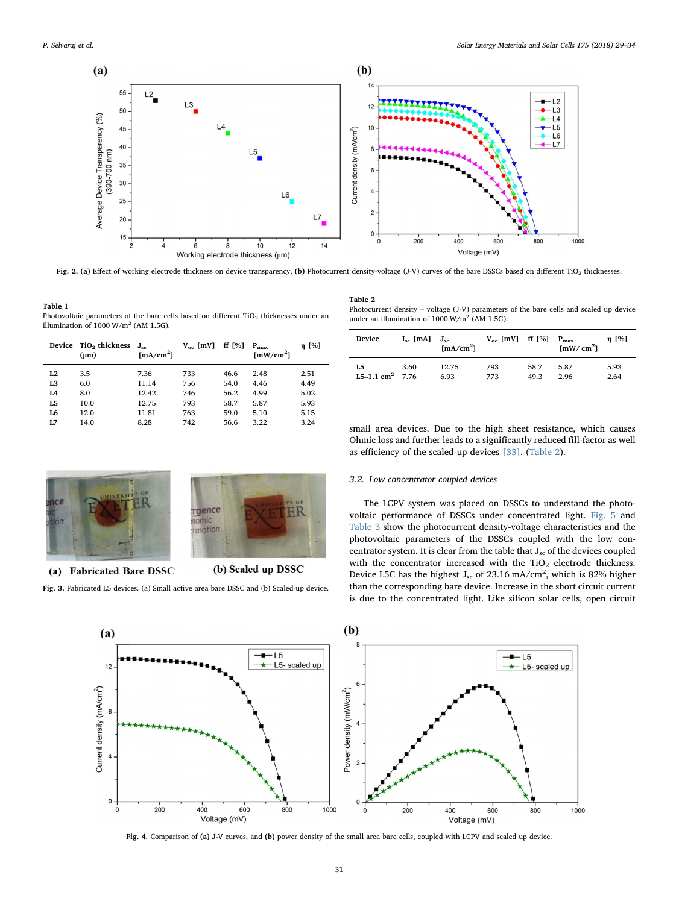(a)

Average Device Transparency (%) (390-700 nm)

55
50
45
40
35
30
25
20
15

L2
L3
L4
L5
L6
L7

2 4 6 8 10 12 14

Working electrode thickness (μm)

(b)

Current density (mA/cm²)

14
12
10
8
6
4
2
0

0 200 400 600 800 1000

Voltage (mV)

L2
L3
L4
L5
L6
L7

**Fig. 2.** **(a)** Effect of working electrode thickness on device transparency, **(b)** Photocurrent density-voltage (J-V) curves of the bare DSSCs based on different $TiO_2$ thicknesses.

**Table 1**
Photovoltaic parameters of the bare cells based on different $TiO_2$ thicknesses under an illumination of 1000 W/m$^2$ (AM 1.5G).

| Device | $TiO_2$ thickness (μm) | $J_{sc}$ [mA/cm$^2$] | $V_{oc}$ [mV] | ff [%] | $P_{max}$ [mW/cm$^2$] | η [%] |
|---|---|---|---|---|---|---|
| **L2** | 3.5 | 7.36 | 733 | 46.6 | 2.48 | 2.51 |
| **L3** | 6.0 | 11.14 | 756 | 54.0 | 4.46 | 4.49 |
| **L4** | 8.0 | 12.42 | 746 | 56.2 | 4.99 | 5.02 |
| **L5** | 10.0 | 12.75 | 793 | 58.7 | 5.87 | 5.93 |
| **L6** | 12.0 | 11.81 | 763 | 59.0 | 5.10 | 5.15 |
| **L7** | 14.0 | 8.28 | 742 | 56.6 | 3.22 | 3.24 |

**Table 2**
Photocurrent density – voltage (J-V) parameters of the bare cells and scaled up device under an illumination of 1000 W/m$^2$ (AM 1.5G).

| Device | $I_{sc}$ [mA] | $J_{sc}$ [mA/cm$^2$] | $V_{oc}$ [mV] | ff [%] | $P_{max}$ [mW/ cm$^2$] | η [%] |
|---|---|---|---|---|---|---|
| **L5** | 3.60 | 12.75 | 793 | 58.7 | 5.87 | 5.93 |
| **L5–1.1 cm$^2$** | 7.76 | 6.93 | 773 | 49.3 | 2.96 | 2.64 |

**(a) Fabricated Bare DSSC** **(b) Scaled up DSSC**

**Fig. 3.** Fabricated L5 devices. (a) Small active area bare DSSC and (b) Scaled-up device.

small area devices. Due to the high sheet resistance, which causes Ohmic loss and further leads to a significantly reduced fill-factor as well as efficiency of the scaled-up devices [33]. (Table 2).

### *3.2. Low concentrator coupled devices*

The LCPV system was placed on DSSCs to understand the photovoltaic performance of DSSCs under concentrated light. Fig. 5 and Table 3 show the photocurrent density-voltage characteristics and the photovoltaic parameters of the DSSCs coupled with the low concentrator system. It is clear from the table that $J_{sc}$ of the devices coupled with the concentrator increased with the $TiO_2$ electrode thickness. Device L5C has the highest $J_{sc}$ of 23.16 mA/cm$^2$, which is 82% higher than the corresponding bare device. Increase in the short circuit current is due to the concentrated light. Like silicon solar cells, open circuit

(a)

Current density (mA/cm²)

12
8
4
0

0 200 400 600 800 1000

Voltage (mV)

L5
L5- scaled up

(b)

Power density (mW/cm²)

8
6
4
2
0

0 200 400 600 800 1000

Voltage (mV)

L5
L5- scaled up

**Fig. 4.** Comparison of **(a)** J-V curves, and **(b)** power density of the small area bare cells, coupled with LCPV and scaled up device.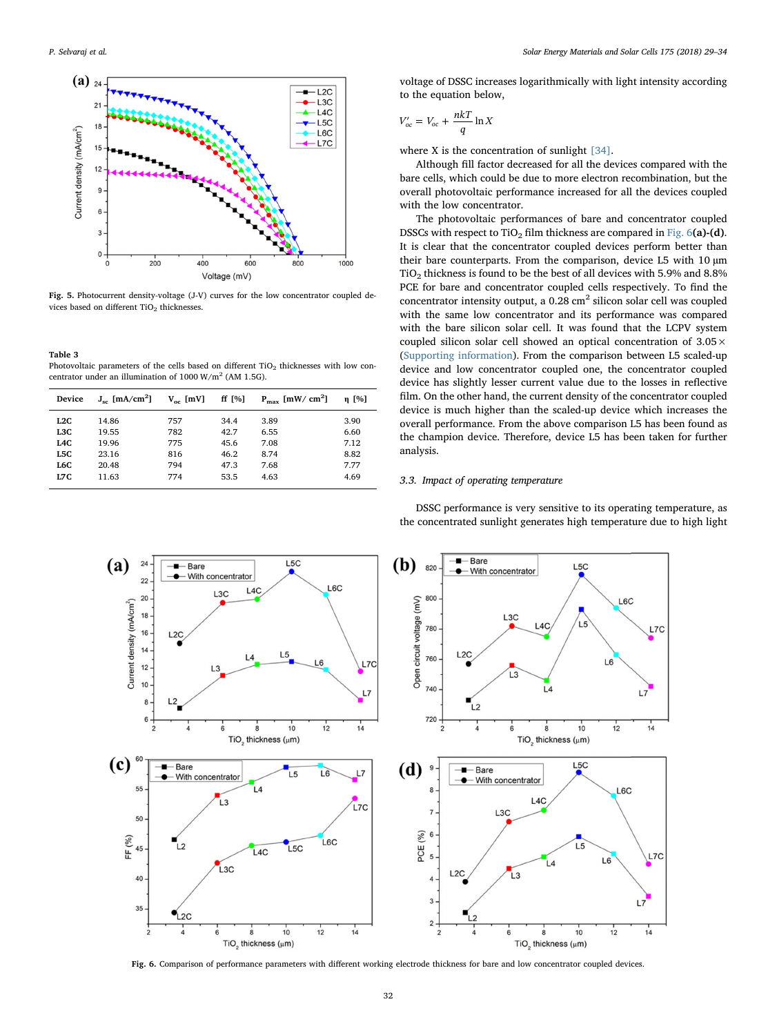(a)

24
21
18
15
12
9
6
3
0

Current density (mA/cm²)

0 200 400 600 800 1000

Voltage (mV)

L2C
L3C
L4C
L5C
L6C
L7C

**Fig. 5.** Photocurrent density-voltage (J-V) curves for the low concentrator coupled devices based on different $TiO_2$ thicknesses.

**Table 3**
Photovoltaic parameters of the cells based on different $TiO_2$ thicknesses with low concentrator under an illumination of 1000 W/m² (AM 1.5G).

| Device | $J_{sc}$ [mA/cm²] | $V_{oc}$ [mV] | ff [%] | $P_{max}$ [mW/ cm²] | η [%] |
|---|---|---|---|---|---|
| **L2C** | 14.86 | 757 | 34.4 | 3.89 | 3.90 |
| **L3C** | 19.55 | 782 | 42.7 | 6.55 | 6.60 |
| **L4C** | 19.96 | 775 | 45.6 | 7.08 | 7.12 |
| **L5C** | 23.16 | 816 | 46.2 | 8.74 | 8.82 |
| **L6C** | 20.48 | 794 | 47.3 | 7.68 | 7.77 |
| **L7C** | 11.63 | 774 | 53.5 | 4.63 | 4.69 |

voltage of DSSC increases logarithmically with light intensity according to the equation below,

$$V'_{oc} = V_{oc} + \frac{nkT}{q} \ln X$$

where X is the concentration of sunlight [34].

Although fill factor decreased for all the devices compared with the bare cells, which could be due to more electron recombination, but the overall photovoltaic performance increased for all the devices coupled with the low concentrator.

The photovoltaic performances of bare and concentrator coupled DSSCs with respect to $TiO_2$ film thickness are compared in Fig. 6**(a)-(d)**. It is clear that the concentrator coupled devices perform better than their bare counterparts. From the comparison, device L5 with 10 µm $TiO_2$ thickness is found to be the best of all devices with 5.9% and 8.8% PCE for bare and concentrator coupled cells respectively. To find the concentrator intensity output, a 0.28 cm² silicon solar cell was coupled with the same low concentrator and its performance was compared with the bare silicon solar cell. It was found that the LCPV system coupled silicon solar cell showed an optical concentration of 3.05× (Supporting information). From the comparison between L5 scaled-up device and low concentrator coupled one, the concentrator coupled device has slightly lesser current value due to the losses in reflective film. On the other hand, the current density of the concentrator coupled device is much higher than the scaled-up device which increases the overall performance. From the above comparison L5 has been found as the champion device. Therefore, device L5 has been taken for further analysis.

### 3.3. Impact of operating temperature

DSSC performance is very sensitive to its operating temperature, as the concentrated sunlight generates high temperature due to high light

(a)
Bare
With concentrator
Current density (mA/cm²)
TiO₂ thickness (µm)
L2C L3C L4C L5C L6C L7C
L2 L3 L4 L5 L6 L7

(b)
Bare
With concentrator
Open circuit voltage (mV)
TiO₂ thickness (µm)
L2C L3C L4C L5C L6C L7C
L2 L3 L4 L5 L6 L7

(c)
Bare
With concentrator
FF (%)
TiO₂ thickness (µm)
L2 L3 L4 L5 L6 L7
L2C L3C L4C L5C L6C L7C

(d)
Bare
With concentrator
PCE (%)
TiO₂ thickness (µm)
L2C L3C L4C L5C L6C L7C
L2 L3 L4 L5 L6 L7

**Fig. 6.** Comparison of performance parameters with different working electrode thickness for bare and low concentrator coupled devices.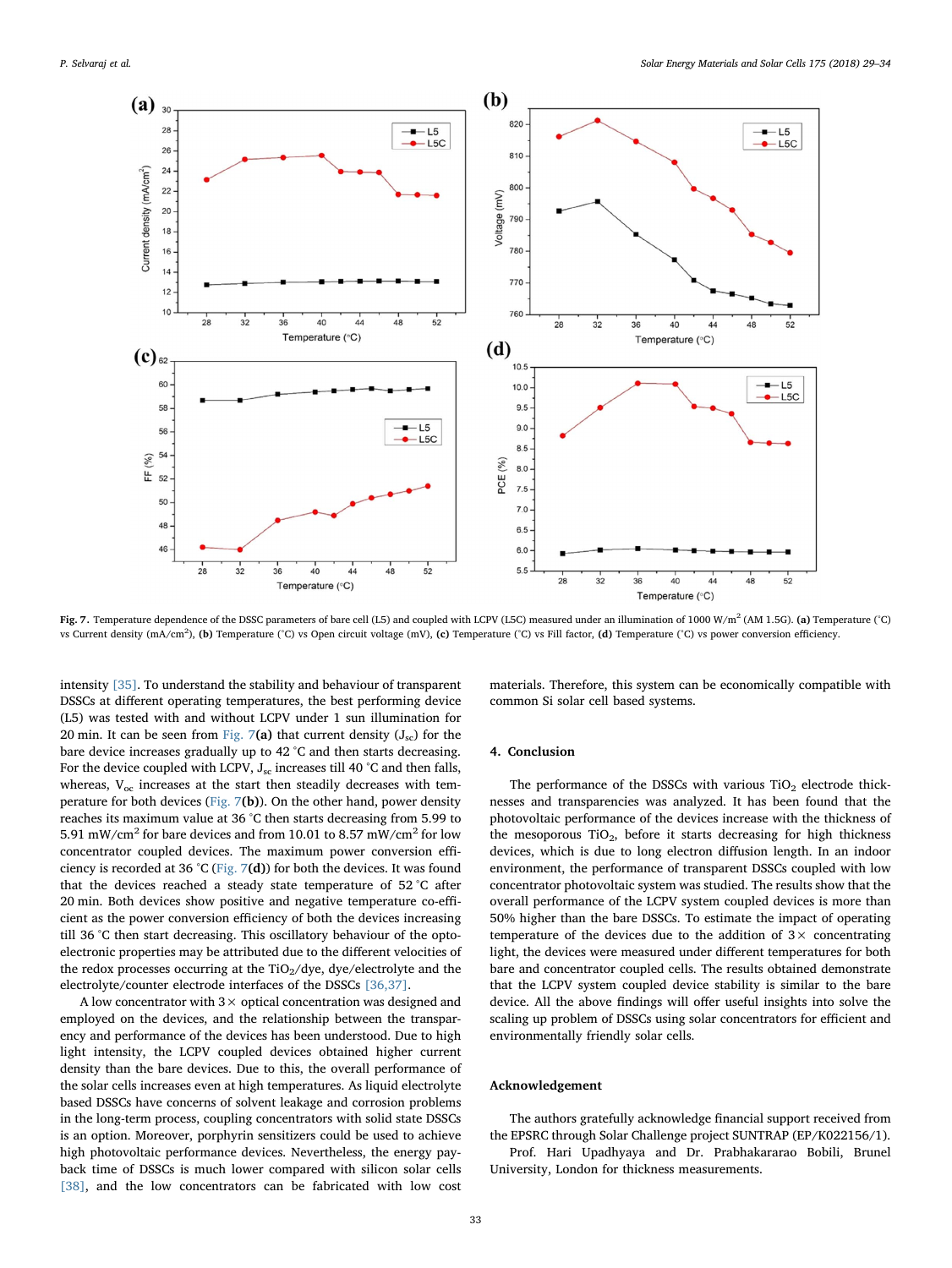(a)

Current density (mA/cm²)

30
28
26
24
22
20
18
16
14
12
10

28 32 36 40 44 48 52

Temperature (°C)

L5
L5C

(b)

Voltage (mV)

820
810
800
790
780
770
760

28 32 36 40 44 48 52

Temperature (°C)

L5
L5C

(c)

FF (%)

62
60
58
56
54
52
50
48
46

28 32 36 40 44 48 52

Temperature (°C)

L5
L5C

(d)

PCE (%)

10.5
10.0
9.5
9.0
8.5
8.0
7.5
7.0
6.5
6.0
5.5

28 32 36 40 44 48 52

Temperature (°C)

L5
L5C

**Fig. 7.** Temperature dependence of the DSSC parameters of bare cell (L5) and coupled with LCPV (L5C) measured under an illumination of 1000 W/m$^2$ (AM 1.5G). **(a)** Temperature (°C) vs Current density (mA/cm$^2$), **(b)** Temperature (°C) vs Open circuit voltage (mV), **(c)** Temperature (°C) vs Fill factor, **(d)** Temperature (°C) vs power conversion efficiency.

intensity [35]. To understand the stability and behaviour of transparent DSSCs at different operating temperatures, the best performing device (L5) was tested with and without LCPV under 1 sun illumination for 20 min. It can be seen from Fig. 7**(a)** that current density ($J_{sc}$) for the bare device increases gradually up to 42 °C and then starts decreasing. For the device coupled with LCPV, $J_{sc}$ increases till 40 °C and then falls, whereas, $V_{oc}$ increases at the start then steadily decreases with temperature for both devices (Fig. 7**(b)**). On the other hand, power density reaches its maximum value at 36 °C then starts decreasing from 5.99 to 5.91 mW/cm$^2$ for bare devices and from 10.01 to 8.57 mW/cm$^2$ for low concentrator coupled devices. The maximum power conversion efficiency is recorded at 36 °C (Fig. 7**(d)**) for both the devices. It was found that the devices reached a steady state temperature of 52 °C after 20 min. Both devices show positive and negative temperature co-efficient as the power conversion efficiency of both the devices increasing till 36 °C then start decreasing. This oscillatory behaviour of the opto-electronic properties may be attributed due to the different velocities of the redox processes occurring at the $TiO_2$/dye, dye/electrolyte and the electrolyte/counter electrode interfaces of the DSSCs [36,37].

A low concentrator with 3× optical concentration was designed and employed on the devices, and the relationship between the transparency and performance of the devices has been understood. Due to high light intensity, the LCPV coupled devices obtained higher current density than the bare devices. Due to this, the overall performance of the solar cells increases even at high temperatures. As liquid electrolyte based DSSCs have concerns of solvent leakage and corrosion problems in the long-term process, coupling concentrators with solid state DSSCs is an option. Moreover, porphyrin sensitizers could be used to achieve high photovoltaic performance devices. Nevertheless, the energy payback time of DSSCs is much lower compared with silicon solar cells [38], and the low concentrators can be fabricated with low cost materials. Therefore, this system can be economically compatible with common Si solar cell based systems.

## 4. Conclusion

The performance of the DSSCs with various $TiO_2$ electrode thicknesses and transparencies was analyzed. It has been found that the photovoltaic performance of the devices increase with the thickness of the mesoporous $TiO_2$, before it starts decreasing for high thickness devices, which is due to long electron diffusion length. In an indoor environment, the performance of transparent DSSCs coupled with low concentrator photovoltaic system was studied. The results show that the overall performance of the LCPV system coupled devices is more than 50% higher than the bare DSSCs. To estimate the impact of operating temperature of the devices due to the addition of 3× concentrating light, the devices were measured under different temperatures for both bare and concentrator coupled cells. The results obtained demonstrate that the LCPV system coupled device stability is similar to the bare device. All the above findings will offer useful insights into solve the scaling up problem of DSSCs using solar concentrators for efficient and environmentally friendly solar cells.

## Acknowledgement

The authors gratefully acknowledge financial support received from the EPSRC through Solar Challenge project SUNTRAP (EP/K022156/1).

Prof. Hari Upadhyaya and Dr. Prabhakararao Bobili, Brunel University, London for thickness measurements.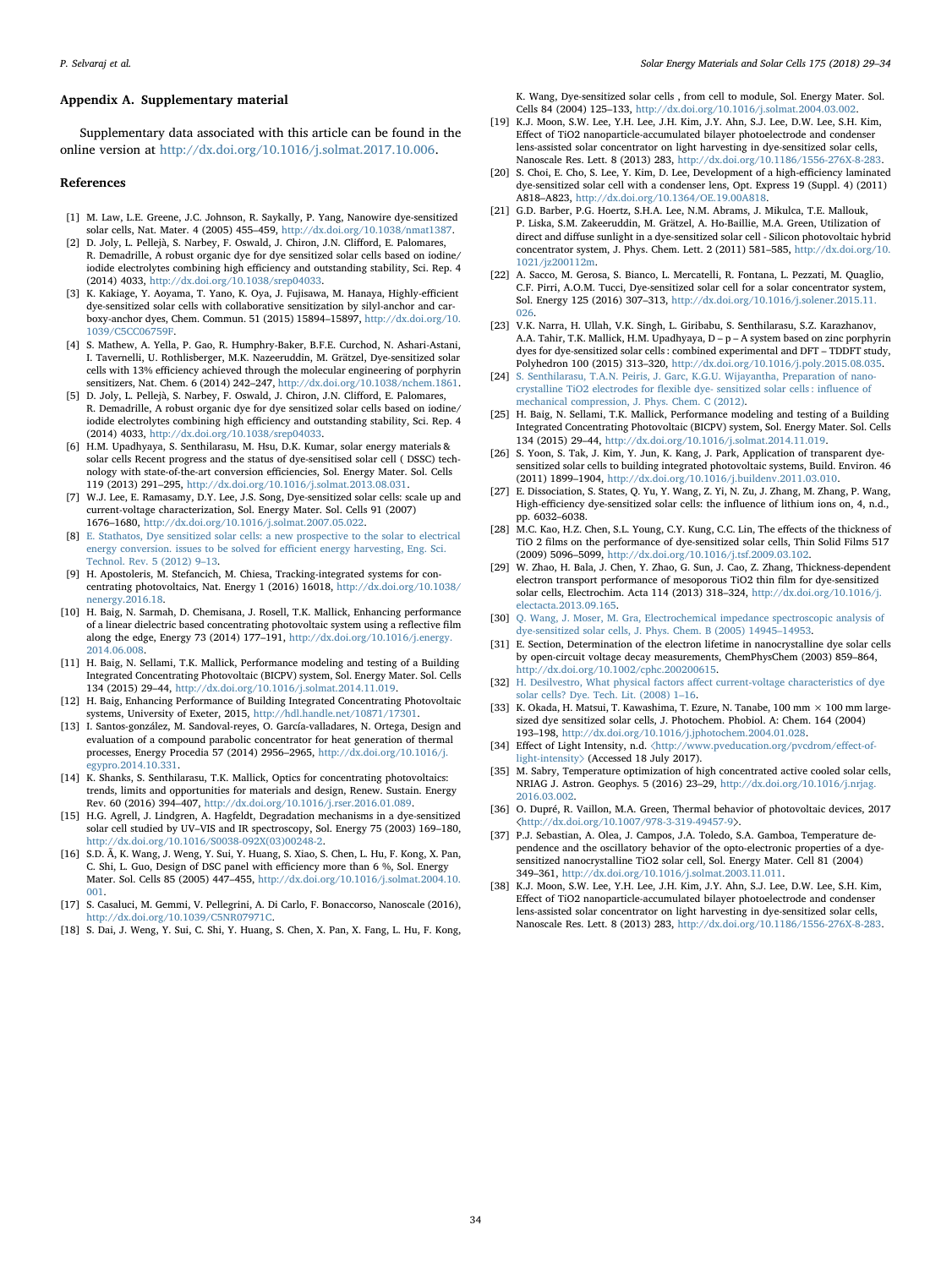## Appendix A. Supplementary material

Supplementary data associated with this article can be found in the online version at http://dx.doi.org/10.1016/j.solmat.2017.10.006.

## References

[1] M. Law, L.E. Greene, J.C. Johnson, R. Saykally, P. Yang, Nanowire dye-sensitized solar cells, Nat. Mater. 4 (2005) 455–459, http://dx.doi.org/10.1038/nmat1387.

[2] D. Joly, L. Pellejà, S. Narbey, F. Oswald, J. Chiron, J.N. Clifford, E. Palomares, R. Demadrille, A robust organic dye for dye sensitized solar cells based on iodine/iodide electrolytes combining high efficiency and outstanding stability, Sci. Rep. 4 (2014) 4033, http://dx.doi.org/10.1038/srep04033.

[3] K. Kakiage, Y. Aoyama, T. Yano, K. Oya, J. Fujisawa, M. Hanaya, Highly-efficient dye-sensitized solar cells with collaborative sensitization by silyl-anchor and carboxy-anchor dyes, Chem. Commun. 51 (2015) 15894–15897, http://dx.doi.org/10.1039/C5CC06759F.

[4] S. Mathew, A. Yella, P. Gao, R. Humphry-Baker, B.F.E. Curchod, N. Ashari-Astani, I. Tavernelli, U. Rothlisberger, M.K. Nazeeruddin, M. Grätzel, Dye-sensitized solar cells with 13% efficiency achieved through the molecular engineering of porphyrin sensitizers, Nat. Chem. 6 (2014) 242–247, http://dx.doi.org/10.1038/nchem.1861.

[5] D. Joly, L. Pellejà, S. Narbey, F. Oswald, J. Chiron, J.N. Clifford, E. Palomares, R. Demadrille, A robust organic dye for dye sensitized solar cells based on iodine/iodide electrolytes combining high efficiency and outstanding stability, Sci. Rep. 4 (2014) 4033, http://dx.doi.org/10.1038/srep04033.

[6] H.M. Upadhyaya, S. Senthilarasu, M. Hsu, D.K. Kumar, solar energy materials & solar cells Recent progress and the status of dye-sensitised solar cell ( DSSC) technology with state-of-the-art conversion efficiencies, Sol. Energy Mater. Sol. Cells 119 (2013) 291–295, http://dx.doi.org/10.1016/j.solmat.2013.08.031.

[7] W.J. Lee, E. Ramasamy, D.Y. Lee, J.S. Song, Dye-sensitized solar cells: scale up and current-voltage characterization, Sol. Energy Mater. Sol. Cells 91 (2007) 1676–1680, http://dx.doi.org/10.1016/j.solmat.2007.05.022.

[8] E. Stathatos, Dye sensitized solar cells: a new prospective to the solar to electrical energy conversion. issues to be solved for efficient energy harvesting, Eng. Sci. Technol. Rev. 5 (2012) 9–13.

[9] H. Apostoleris, M. Stefancich, M. Chiesa, Tracking-integrated systems for concentrating photovoltaics, Nat. Energy 1 (2016) 16018, http://dx.doi.org/10.1038/nenergy.2016.18.

[10] H. Baig, N. Sarmah, D. Chemisana, J. Rosell, T.K. Mallick, Enhancing performance of a linear dielectric based concentrating photovoltaic system using a reflective film along the edge, Energy 73 (2014) 177–191, http://dx.doi.org/10.1016/j.energy.2014.06.008.

[11] H. Baig, N. Sellami, T.K. Mallick, Performance modeling and testing of a Building Integrated Concentrating Photovoltaic (BICPV) system, Sol. Energy Mater. Sol. Cells 134 (2015) 29–44, http://dx.doi.org/10.1016/j.solmat.2014.11.019.

[12] H. Baig, Enhancing Performance of Building Integrated Concentrating Photovoltaic systems, University of Exeter, 2015, http://hdl.handle.net/10871/17301.

[13] I. Santos-gonzález, M. Sandoval-reyes, O. García-valladares, N. Ortega, Design and evaluation of a compound parabolic concentrator for heat generation of thermal processes, Energy Procedia 57 (2014) 2956–2965, http://dx.doi.org/10.1016/j.egypro.2014.10.331.

[14] K. Shanks, S. Senthilarasu, T.K. Mallick, Optics for concentrating photovoltaics: trends, limits and opportunities for materials and design, Renew. Sustain. Energy Rev. 60 (2016) 394–407, http://dx.doi.org/10.1016/j.rser.2016.01.089.

[15] H.G. Agrell, J. Lindgren, A. Hagfeldt, Degradation mechanisms in a dye-sensitized solar cell studied by UV–VIS and IR spectroscopy, Sol. Energy 75 (2003) 169–180, http://dx.doi.org/10.1016/S0038-092X(03)00248-2.

[16] S.D. Ã, K. Wang, J. Weng, Y. Sui, Y. Huang, S. Xiao, S. Chen, L. Hu, F. Kong, X. Pan, C. Shi, L. Guo, Design of DSC panel with efficiency more than 6 %, Sol. Energy Mater. Sol. Cells 85 (2005) 447–455, http://dx.doi.org/10.1016/j.solmat.2004.10.001.

[17] S. Casaluci, M. Gemmi, V. Pellegrini, A. Di Carlo, F. Bonaccorso, Nanoscale (2016), http://dx.doi.org/10.1039/C5NR07971C.

[18] S. Dai, J. Weng, Y. Sui, C. Shi, Y. Huang, S. Chen, X. Pan, X. Fang, L. Hu, F. Kong, K. Wang, Dye-sensitized solar cells , from cell to module, Sol. Energy Mater. Sol. Cells 84 (2004) 125–133, http://dx.doi.org/10.1016/j.solmat.2004.03.002.

[19] K.J. Moon, S.W. Lee, Y.H. Lee, J.H. Kim, J.Y. Ahn, S.J. Lee, D.W. Lee, S.H. Kim, Effect of TiO2 nanoparticle-accumulated bilayer photoelectrode and condenser lens-assisted solar concentrator on light harvesting in dye-sensitized solar cells, Nanoscale Res. Lett. 8 (2013) 283, http://dx.doi.org/10.1186/1556-276X-8-283.

[20] S. Choi, E. Cho, S. Lee, Y. Kim, D. Lee, Development of a high-efficiency laminated dye-sensitized solar cell with a condenser lens, Opt. Express 19 (Suppl. 4) (2011) A818–A823, http://dx.doi.org/10.1364/OE.19.00A818.

[21] G.D. Barber, P.G. Hoertz, S.H.A. Lee, N.M. Abrams, J. Mikulca, T.E. Mallouk, P. Liska, S.M. Zakeeruddin, M. Grätzel, A. Ho-Baillie, M.A. Green, Utilization of direct and diffuse sunlight in a dye-sensitized solar cell - Silicon photovoltaic hybrid concentrator system, J. Phys. Chem. Lett. 2 (2011) 581–585, http://dx.doi.org/10.1021/jz200112m.

[22] A. Sacco, M. Gerosa, S. Bianco, L. Mercatelli, R. Fontana, L. Pezzati, M. Quaglio, C.F. Pirri, A.O.M. Tucci, Dye-sensitized solar cell for a solar concentrator system, Sol. Energy 125 (2016) 307–313, http://dx.doi.org/10.1016/j.solener.2015.11.026.

[23] V.K. Narra, H. Ullah, V.K. Singh, L. Giribabu, S. Senthilarasu, S.Z. Karazhanov, A.A. Tahir, T.K. Mallick, H.M. Upadhyaya, D – p – A system based on zinc porphyrin dyes for dye-sensitized solar cells : combined experimental and DFT – TDDFT study, Polyhedron 100 (2015) 313–320, http://dx.doi.org/10.1016/j.poly.2015.08.035.

[24] S. Senthilarasu, T.A.N. Peiris, J. Garc, K.G.U. Wijayantha, Preparation of nanocrystalline TiO2 electrodes for flexible dye- sensitized solar cells : influence of mechanical compression, J. Phys. Chem. C (2012).

[25] H. Baig, N. Sellami, T.K. Mallick, Performance modeling and testing of a Building Integrated Concentrating Photovoltaic (BICPV) system, Sol. Energy Mater. Sol. Cells 134 (2015) 29–44, http://dx.doi.org/10.1016/j.solmat.2014.11.019.

[26] S. Yoon, S. Tak, J. Kim, Y. Jun, K. Kang, J. Park, Application of transparent dye-sensitized solar cells to building integrated photovoltaic systems, Build. Environ. 46 (2011) 1899–1904, http://dx.doi.org/10.1016/j.buildenv.2011.03.010.

[27] E. Dissociation, S. States, Q. Yu, Y. Wang, Z. Yi, N. Zu, J. Zhang, M. Zhang, P. Wang, High-efficiency dye-sensitized solar cells: the influence of lithium ions on, 4, n.d., pp. 6032–6038.

[28] M.C. Kao, H.Z. Chen, S.L. Young, C.Y. Kung, C.C. Lin, The effects of the thickness of TiO 2 films on the performance of dye-sensitized solar cells, Thin Solid Films 517 (2009) 5096–5099, http://dx.doi.org/10.1016/j.tsf.2009.03.102.

[29] W. Zhao, H. Bala, J. Chen, Y. Zhao, G. Sun, J. Cao, Z. Zhang, Thickness-dependent electron transport performance of mesoporous TiO2 thin film for dye-sensitized solar cells, Electrochim. Acta 114 (2013) 318–324, http://dx.doi.org/10.1016/j.electacta.2013.09.165.

[30] Q. Wang, J. Moser, M. Gra, Electrochemical impedance spectroscopic analysis of dye-sensitized solar cells, J. Phys. Chem. B (2005) 14945–14953.

[31] E. Section, Determination of the electron lifetime in nanocrystalline dye solar cells by open-circuit voltage decay measurements, ChemPhysChem (2003) 859–864, http://dx.doi.org/10.1002/cphc.200200615.

[32] H. Desilvestro, What physical factors affect current-voltage characteristics of dye solar cells? Dye. Tech. Lit. (2008) 1–16.

[33] K. Okada, H. Matsui, T. Kawashima, T. Ezure, N. Tanabe, 100 mm × 100 mm large-sized dye sensitized solar cells, J. Photochem. Phobiol. A: Chem. 164 (2004) 193–198, http://dx.doi.org/10.1016/j.jphotochem.2004.01.028.

[34] Effect of Light Intensity, n.d. 〈http://www.pveducation.org/pvcdrom/effect-of-light-intensity〉 (Accessed 18 July 2017).

[35] M. Sabry, Temperature optimization of high concentrated active cooled solar cells, NRIAG J. Astron. Geophys. 5 (2016) 23–29, http://dx.doi.org/10.1016/j.nrjag.2016.03.002.

[36] O. Dupré, R. Vaillon, M.A. Green, Thermal behavior of photovoltaic devices, 2017 〈http://dx.doi.org/10.1007/978-3-319-49457-9〉.

[37] P.J. Sebastian, A. Olea, J. Campos, J.A. Toledo, S.A. Gamboa, Temperature dependence and the oscillatory behavior of the opto-electronic properties of a dye-sensitized nanocrystalline TiO2 solar cell, Sol. Energy Mater. Cell 81 (2004) 349–361, http://dx.doi.org/10.1016/j.solmat.2003.11.011.

[38] K.J. Moon, S.W. Lee, Y.H. Lee, J.H. Kim, J.Y. Ahn, S.J. Lee, D.W. Lee, S.H. Kim, Effect of TiO2 nanoparticle-accumulated bilayer photoelectrode and condenser lens-assisted solar concentrator on light harvesting in dye-sensitized solar cells, Nanoscale Res. Lett. 8 (2013) 283, http://dx.doi.org/10.1186/1556-276X-8-283.